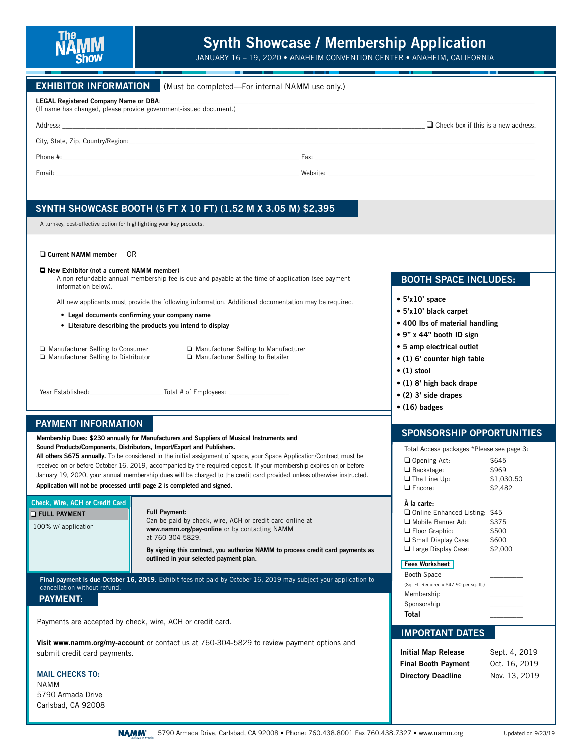# Synth Showcase / Membership Application

JANUARY 16 – 19, 2020 • ANAHEIM CONVENTION CENTER • ANAHEIM, CALIFORNIA

## EXHIBITOR INFORMATION

(Must be completed—For internal NAMM use only.)

**LEGAL Registered Company Name or DBA**: ____________________
(If name has changed, please provide government-issued document.)

Address: ____________________ ❑ Check box if this is a new address.

City, State, Zip, Country/Region: ____________________

Phone #: ____________________ Fax: ____________________

Email: ____________________ Website: ____________________

## SYNTH SHOWCASE BOOTH (5 FT X 10 FT) (1.52 M X 3.05 M) $2,395

A turnkey, cost-effective option for highlighting your key products.

❑ **Current NAMM member** OR

❑ **New Exhibitor (not a current NAMM member)**
A non-refundable annual membership fee is due and payable at the time of application (see payment information below).

All new applicants must provide the following information. Additional documentation may be required.

- **Legal documents confirming your company name**
- **Literature describing the products you intend to display**

❑ Manufacturer Selling to Consumer
❑ Manufacturer Selling to Distributor
❑ Manufacturer Selling to Manufacturer
❑ Manufacturer Selling to Retailer

Year Established: ____________________ Total # of Employees: ____________________

## BOOTH SPACE INCLUDES:

- **5'x10' space**
- **5'x10' black carpet**
- **400 lbs of material handling**
- **9" x 44" booth ID sign**
- **5 amp electrical outlet**
- **(1) 6' counter high table**
- **(1) stool**
- **(1) 8' high back drape**
- **(2) 3' side drapes**
- **(16) badges**

## PAYMENT INFORMATION

**Membership Dues: $230 annually for Manufacturers and Suppliers of Musical Instruments and Sound Products/Components, Distributors, Import/Export and Publishers.**
**All others $675 annually.** To be considered in the initial assignment of space, your Space Application/Contract must be received on or before October 16, 2019, accompanied by the required deposit. If your membership expires on or before January 19, 2020, your annual membership dues will be charged to the credit card provided unless otherwise instructed.
**Application will not be processed until page 2 is completed and signed.**

**Check, Wire, ACH or Credit Card**

❑ **FULL PAYMENT**
100% w/ application

**Full Payment:**
Can be paid by check, wire, ACH or credit card online at **www.namm.org/pay-online** or by contacting NAMM at 760-304-5829.

**By signing this contract, you authorize NAMM to process credit card payments as outlined in your selected payment plan.**

**Final payment is due October 16, 2019.** Exhibit fees not paid by October 16, 2019 may subject your application to cancellation without refund.

## PAYMENT:

Payments are accepted by check, wire, ACH or credit card.

**Visit www.namm.org/my-account** or contact us at 760-304-5829 to review payment options and submit credit card payments.

**MAIL CHECKS TO:**
NAMM
5790 Armada Drive
Carlsbad, CA 92008

## SPONSORSHIP OPPORTUNITIES

Total Access packages *Please see page 3:

| | |
|---|---|
| ❑ Opening Act: | $645 |
| ❑ Backstage: | $969 |
| ❑ The Line Up: | $1,030.50 |
| ❑ Encore: | $2,482 |

**À la carte:**

| | |
|---|---|
| ❑ Online Enhanced Listing: | $45 |
| ❑ Mobile Banner Ad: | $375 |
| ❑ Floor Graphic: | $500 |
| ❑ Small Display Case: | $600 |
| ❑ Large Display Case: | $2,000 |

**Fees Worksheet**

| | |
|---|---|
| Booth Space (Sq. Ft. Required x $47.90 per sq. ft.) | ________ |
| Membership | ________ |
| Sponsorship | ________ |
| **Total** | ________ |

## IMPORTANT DATES

| | |
|---|---|
| **Initial Map Release** | Sept. 4, 2019 |
| **Final Booth Payment** | Oct. 16, 2019 |
| **Directory Deadline** | Nov. 13, 2019 |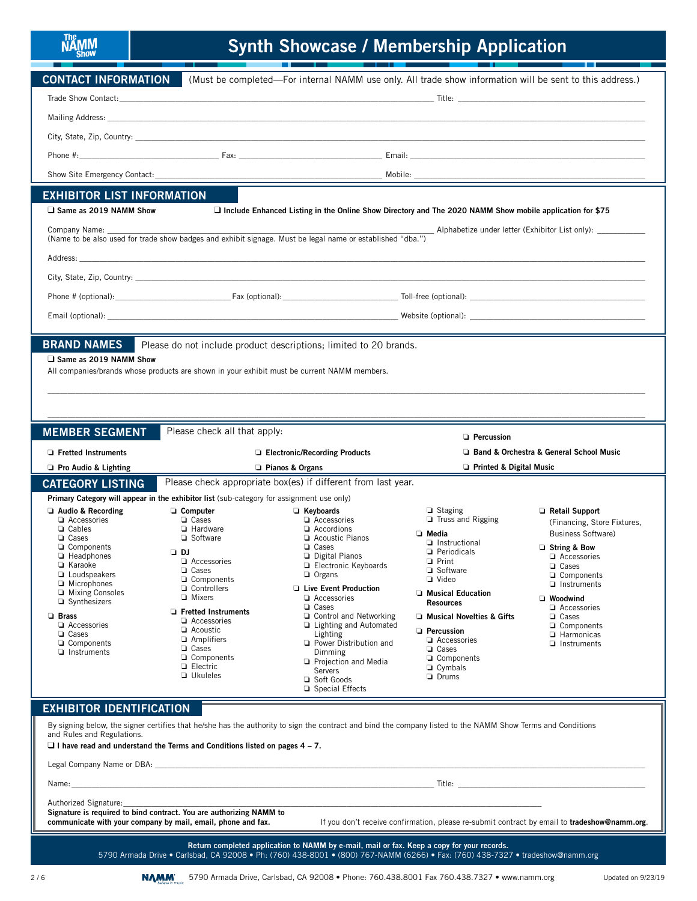# Synth Showcase / Membership Application

## CONTACT INFORMATION

(Must be completed—For internal NAMM use only. All trade show information will be sent to this address.)

Trade Show Contact: ______________________ Title: ______________________

Mailing Address: ______________________

City, State, Zip, Country: ______________________

Phone #: ______________ Fax: ______________ Email: ______________

Show Site Emergency Contact: ______________________ Mobile: ______________

## EXHIBITOR LIST INFORMATION

❑ **Same as 2019 NAMM Show** ❑ **Include Enhanced Listing in the Online Show Directory and The 2020 NAMM Show mobile application for $75**

Company Name: ______________________ Alphabetize under letter (Exhibitor List only): ________

(Name to be also used for trade show badges and exhibit signage. Must be legal name or established "dba.")

Address: ______________________

City, State, Zip, Country: ______________________

Phone # (optional): ______________ Fax (optional): ______________ Toll-free (optional): ______________

Email (optional): ______________________ Website (optional): ______________________

## BRAND NAMES

Please do not include product descriptions; limited to 20 brands.

❑ **Same as 2019 NAMM Show**

All companies/brands whose products are shown in your exhibit must be current NAMM members.

______________________

______________________

## MEMBER SEGMENT

Please check all that apply:

- ❑ **Fretted Instruments**
- ❑ **Pro Audio & Lighting**
- ❑ **Electronic/Recording Products**
- ❑ **Pianos & Organs**
- ❑ **Percussion**
- ❑ **Band & Orchestra & General School Music**
- ❑ **Printed & Digital Music**

## CATEGORY LISTING

Please check appropriate box(es) if different from last year.

**Primary Category will appear in the exhibitor list** (sub-category for assignment use only)

- ❑ **Audio & Recording**
  - ❑ Accessories
  - ❑ Cables
  - ❑ Cases
  - ❑ Components
  - ❑ Headphones
  - ❑ Karaoke
  - ❑ Loudspeakers
  - ❑ Microphones
  - ❑ Mixing Consoles
  - ❑ Synthesizers
- ❑ **Brass**
  - ❑ Accessories
  - ❑ Cases
  - ❑ Components
  - ❑ Instruments
- ❑ **Computer**
  - ❑ Cases
  - ❑ Hardware
  - ❑ Software
- ❑ **DJ**
  - ❑ Accessories
  - ❑ Cases
  - ❑ Components
  - ❑ Controllers
  - ❑ Mixers
- ❑ **Fretted Instruments**
  - ❑ Accessories
  - ❑ Acoustic
  - ❑ Amplifiers
  - ❑ Cases
  - ❑ Components
  - ❑ Electric
  - ❑ Ukuleles
- ❑ **Keyboards**
  - ❑ Accessories
  - ❑ Accordions
  - ❑ Acoustic Pianos
  - ❑ Cases
  - ❑ Digital Pianos
  - ❑ Electronic Keyboards
  - ❑ Organs
- ❑ **Live Event Production**
  - ❑ Accessories
  - ❑ Cases
  - ❑ Control and Networking
  - ❑ Lighting and Automated Lighting
  - ❑ Power Distribution and Dimming
  - ❑ Projection and Media Servers
  - ❑ Soft Goods
  - ❑ Special Effects
  - ❑ Staging
  - ❑ Truss and Rigging
- ❑ **Media**
  - ❑ Instructional
  - ❑ Periodicals
  - ❑ Print
  - ❑ Software
  - ❑ Video
- ❑ **Musical Education Resources**
- ❑ **Musical Novelties & Gifts**
- ❑ **Percussion**
  - ❑ Accessories
  - ❑ Cases
  - ❑ Components
  - ❑ Cymbals
  - ❑ Drums
- ❑ **Retail Support** (Financing, Store Fixtures, Business Software)
- ❑ **String & Bow**
  - ❑ Accessories
  - ❑ Cases
  - ❑ Components
  - ❑ Instruments
- ❑ **Woodwind**
  - ❑ Accessories
  - ❑ Cases
  - ❑ Components
  - ❑ Harmonicas
  - ❑ Instruments

## EXHIBITOR IDENTIFICATION

By signing below, the signer certifies that he/she has the authority to sign the contract and bind the company listed to the NAMM Show Terms and Conditions and Rules and Regulations.

❑ **I have read and understand the Terms and Conditions listed on pages 4 – 7.**

Legal Company Name or DBA: ______________________

Name: ______________________ Title: ______________________

Authorized Signature: ______________________

**Signature is required to bind contract. You are authorizing NAMM to communicate with your company by mail, email, phone and fax.**

If you don't receive confirmation, please re-submit contract by email to **tradeshow@namm.org**.

**Return completed application to NAMM by e-mail, mail or fax. Keep a copy for your records.**

5790 Armada Drive • Carlsbad, CA 92008 • Ph: (760) 438-8001 • (800) 767-NAMM (6266) • Fax: (760) 438-7327 • tradeshow@namm.org

Updated on 9/23/19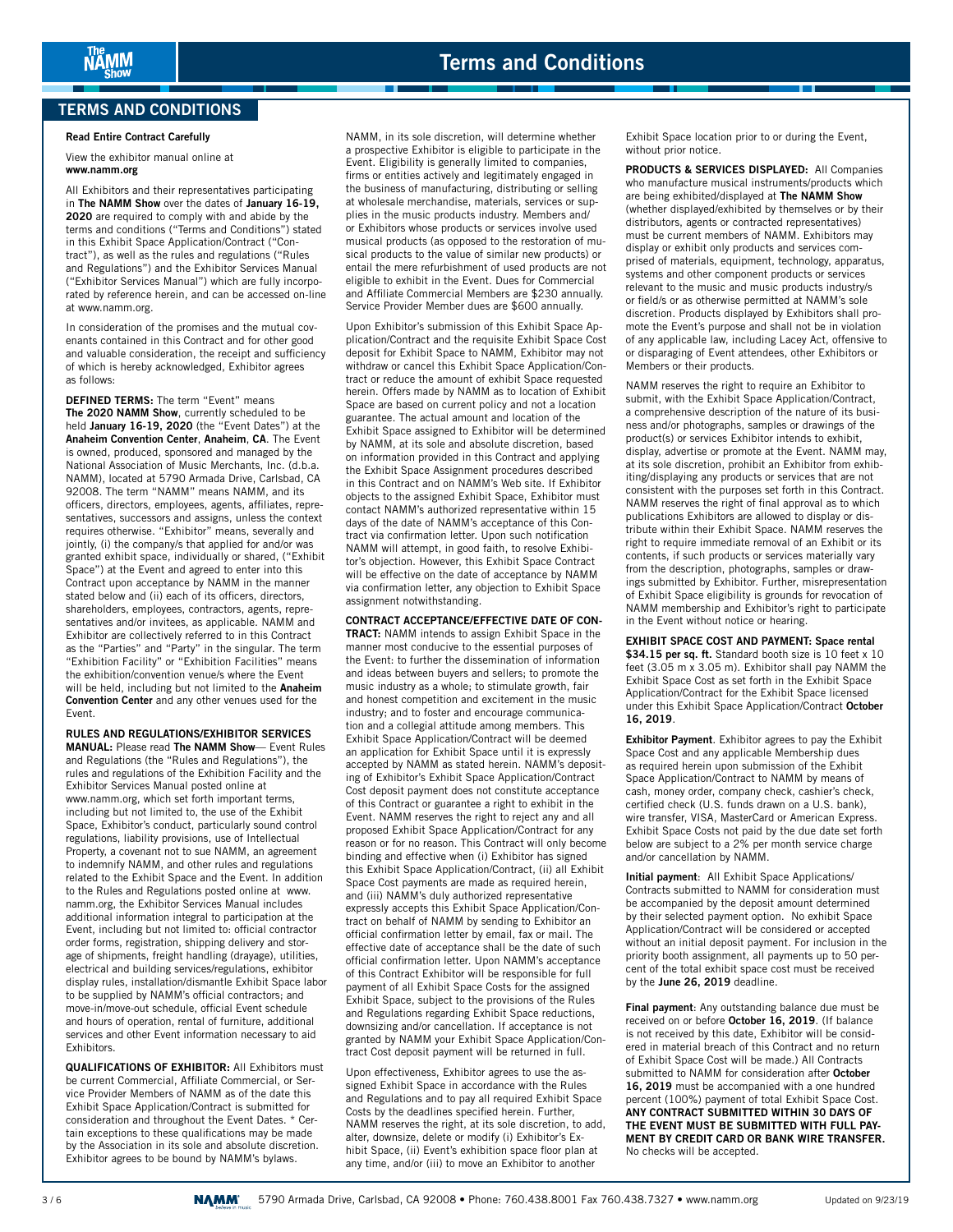# Terms and Conditions

## TERMS AND CONDITIONS

**Read Entire Contract Carefully**

View the exhibitor manual online at **www.namm.org**

All Exhibitors and their representatives participating in **The NAMM Show** over the dates of **January 16-19, 2020** are required to comply with and abide by the terms and conditions ("Terms and Conditions") stated in this Exhibit Space Application/Contract ("Contract"), as well as the rules and regulations ("Rules and Regulations") and the Exhibitor Services Manual ("Exhibitor Services Manual") which are fully incorporated by reference herein, and can be accessed on-line at www.namm.org.

In consideration of the promises and the mutual covenants contained in this Contract and for other good and valuable consideration, the receipt and sufficiency of which is hereby acknowledged, Exhibitor agrees as follows:

**DEFINED TERMS:** The term "Event" means **The 2020 NAMM Show**, currently scheduled to be held **January 16-19, 2020** (the "Event Dates") at the **Anaheim Convention Center**, **Anaheim**, **CA**. The Event is owned, produced, sponsored and managed by the National Association of Music Merchants, Inc. (d.b.a. NAMM), located at 5790 Armada Drive, Carlsbad, CA 92008. The term "NAMM" means NAMM, and its officers, directors, employees, agents, affiliates, representatives, successors and assigns, unless the context requires otherwise. "Exhibitor" means, severally and jointly, (i) the company/s that applied for and/or was granted exhibit space, individually or shared, ("Exhibit Space") at the Event and agreed to enter into this Contract upon acceptance by NAMM in the manner stated below and (ii) each of its officers, directors, shareholders, employees, contractors, agents, representatives and/or invitees, as applicable. NAMM and Exhibitor are collectively referred to in this Contract as the "Parties" and "Party" in the singular. The term "Exhibition Facility" or "Exhibition Facilities" means the exhibition/convention venue/s where the Event will be held, including but not limited to the **Anaheim Convention Center** and any other venues used for the Event.

**RULES AND REGULATIONS/EXHIBITOR SERVICES MANUAL:** Please read **The NAMM Show**— Event Rules and Regulations (the "Rules and Regulations"), the rules and regulations of the Exhibition Facility and the Exhibitor Services Manual posted online at www.namm.org, which set forth important terms, including but not limited to, the use of the Exhibit Space, Exhibitor's conduct, particularly sound control regulations, liability provisions, use of Intellectual Property, a covenant not to sue NAMM, an agreement to indemnify NAMM, and other rules and regulations related to the Exhibit Space and the Event. In addition to the Rules and Regulations posted online at www.namm.org, the Exhibitor Services Manual includes additional information integral to participation at the Event, including but not limited to: official contractor order forms, registration, shipping delivery and storage of shipments, freight handling (drayage), utilities, electrical and building services/regulations, exhibitor display rules, installation/dismantle Exhibit Space labor to be supplied by NAMM's official contractors; and move-in/move-out schedule, official Event schedule and hours of operation, rental of furniture, additional services and other Event information necessary to aid Exhibitors.

**QUALIFICATIONS OF EXHIBITOR:** All Exhibitors must be current Commercial, Affiliate Commercial, or Service Provider Members of NAMM as of the date this Exhibit Space Application/Contract is submitted for consideration and throughout the Event Dates. * Certain exceptions to these qualifications may be made by the Association in its sole and absolute discretion. Exhibitor agrees to be bound by NAMM's bylaws. NAMM, in its sole discretion, will determine whether a prospective Exhibitor is eligible to participate in the Event. Eligibility is generally limited to companies, firms or entities actively and legitimately engaged in the business of manufacturing, distributing or selling at wholesale merchandise, materials, services or supplies in the music products industry. Members and/or Exhibitors whose products or services involve used musical products (as opposed to the restoration of musical products to the value of similar new products) or entail the mere refurbishment of used products are not eligible to exhibit in the Event. Dues for Commercial and Affiliate Commercial Members are $230 annually. Service Provider Member dues are $600 annually.

Upon Exhibitor's submission of this Exhibit Space Application/Contract and the requisite Exhibit Space Cost deposit for Exhibit Space to NAMM, Exhibitor may not withdraw or cancel this Exhibit Space Application/Contract or reduce the amount of exhibit Space requested herein. Offers made by NAMM as to location of Exhibit Space are based on current policy and not a location guarantee. The actual amount and location of the Exhibit Space assigned to Exhibitor will be determined by NAMM, at its sole and absolute discretion, based on information provided in this Contract and applying the Exhibit Space Assignment procedures described in this Contract and on NAMM's Web site. If Exhibitor objects to the assigned Exhibit Space, Exhibitor must contact NAMM's authorized representative within 15 days of the date of NAMM's acceptance of this Contract via confirmation letter. Upon such notification NAMM will attempt, in good faith, to resolve Exhibitor's objection. However, this Exhibit Space Contract will be effective on the date of acceptance by NAMM via confirmation letter, any objection to Exhibit Space assignment notwithstanding.

**CONTRACT ACCEPTANCE/EFFECTIVE DATE OF CONTRACT:** NAMM intends to assign Exhibit Space in the manner most conducive to the essential purposes of the Event: to further the dissemination of information and ideas between buyers and sellers; to promote the music industry as a whole; to stimulate growth, fair and honest competition and excitement in the music industry; and to foster and encourage communication and a collegial attitude among members. This Exhibit Space Application/Contract will be deemed an application for Exhibit Space until it is expressly accepted by NAMM as stated herein. NAMM's depositing of Exhibitor's Exhibit Space Application/Contract Cost deposit payment does not constitute acceptance of this Contract or guarantee a right to exhibit in the Event. NAMM reserves the right to reject any and all proposed Exhibit Space Application/Contract for any reason or for no reason. This Contract will only become binding and effective when (i) Exhibitor has signed this Exhibit Space Application/Contract, (ii) all Exhibit Space Cost payments are made as required herein, and (iii) NAMM's duly authorized representative expressly accepts this Exhibit Space Application/Contract on behalf of NAMM by sending to Exhibitor an official confirmation letter by email, fax or mail. The effective date of acceptance shall be the date of such official confirmation letter. Upon NAMM's acceptance of this Contract Exhibitor will be responsible for full payment of all Exhibit Space Costs for the assigned Exhibit Space, subject to the provisions of the Rules and Regulations regarding Exhibit Space reductions, downsizing and/or cancellation. If acceptance is not granted by NAMM your Exhibit Space Application/Contract Cost deposit payment will be returned in full.

Upon effectiveness, Exhibitor agrees to use the assigned Exhibit Space in accordance with the Rules and Regulations and to pay all required Exhibit Space Costs by the deadlines specified herein. Further, NAMM reserves the right, at its sole discretion, to add, alter, downsize, delete or modify (i) Exhibitor's Exhibit Space, (ii) Event's exhibition space floor plan at any time, and/or (iii) to move an Exhibitor to another Exhibit Space location prior to or during the Event, without prior notice.

**PRODUCTS & SERVICES DISPLAYED:** All Companies who manufacture musical instruments/products which are being exhibited/displayed at **The NAMM Show** (whether displayed/exhibited by themselves or by their distributors, agents or contracted representatives) must be current members of NAMM. Exhibitors may display or exhibit only products and services comprised of materials, equipment, technology, apparatus, systems and other component products or services relevant to the music and music products industry/s or field/s or as otherwise permitted at NAMM's sole discretion. Products displayed by Exhibitors shall promote the Event's purpose and shall not be in violation of any applicable law, including Lacey Act, offensive to or disparaging of Event attendees, other Exhibitors or Members or their products.

NAMM reserves the right to require an Exhibitor to submit, with the Exhibit Space Application/Contract, a comprehensive description of the nature of its business and/or photographs, samples or drawings of the product(s) or services Exhibitor intends to exhibit, display, advertise or promote at the Event. NAMM may, at its sole discretion, prohibit an Exhibitor from exhibiting/displaying any products or services that are not consistent with the purposes set forth in this Contract. NAMM reserves the right of final approval as to which publications Exhibitors are allowed to display or distribute within their Exhibit Space. NAMM reserves the right to require immediate removal of an Exhibit or its contents, if such products or services materially vary from the description, photographs, samples or drawings submitted by Exhibitor. Further, misrepresentation of Exhibit Space eligibility is grounds for revocation of NAMM membership and Exhibitor's right to participate in the Event without notice or hearing.

**EXHIBIT SPACE COST AND PAYMENT: Space rental $34.15 per sq. ft.** Standard booth size is 10 feet x 10 feet (3.05 m x 3.05 m). Exhibitor shall pay NAMM the Exhibit Space Cost as set forth in the Exhibit Space Application/Contract for the Exhibit Space licensed under this Exhibit Space Application/Contract **October 16, 2019**.

**Exhibitor Payment**. Exhibitor agrees to pay the Exhibit Space Cost and any applicable Membership dues as required herein upon submission of the Exhibit Space Application/Contract to NAMM by means of cash, money order, company check, cashier's check, certified check (U.S. funds drawn on a U.S. bank), wire transfer, VISA, MasterCard or American Express. Exhibit Space Costs not paid by the due date set forth below are subject to a 2% per month service charge and/or cancellation by NAMM.

**Initial payment**: All Exhibit Space Applications/Contracts submitted to NAMM for consideration must be accompanied by the deposit amount determined by their selected payment option. No exhibit Space Application/Contract will be considered or accepted without an initial deposit payment. For inclusion in the priority booth assignment, all payments up to 50 percent of the total exhibit space cost must be received by the **June 26, 2019** deadline.

**Final payment**: Any outstanding balance due must be received on or before **October 16, 2019**. (If balance is not received by this date, Exhibitor will be considered in material breach of this Contract and no return of Exhibit Space Cost will be made.) All Contracts submitted to NAMM for consideration after **October 16, 2019** must be accompanied with a one hundred percent (100%) payment of total Exhibit Space Cost. **ANY CONTRACT SUBMITTED WITHIN 30 DAYS OF THE EVENT MUST BE SUBMITTED WITH FULL PAYMENT BY CREDIT CARD OR BANK WIRE TRANSFER.** No checks will be accepted.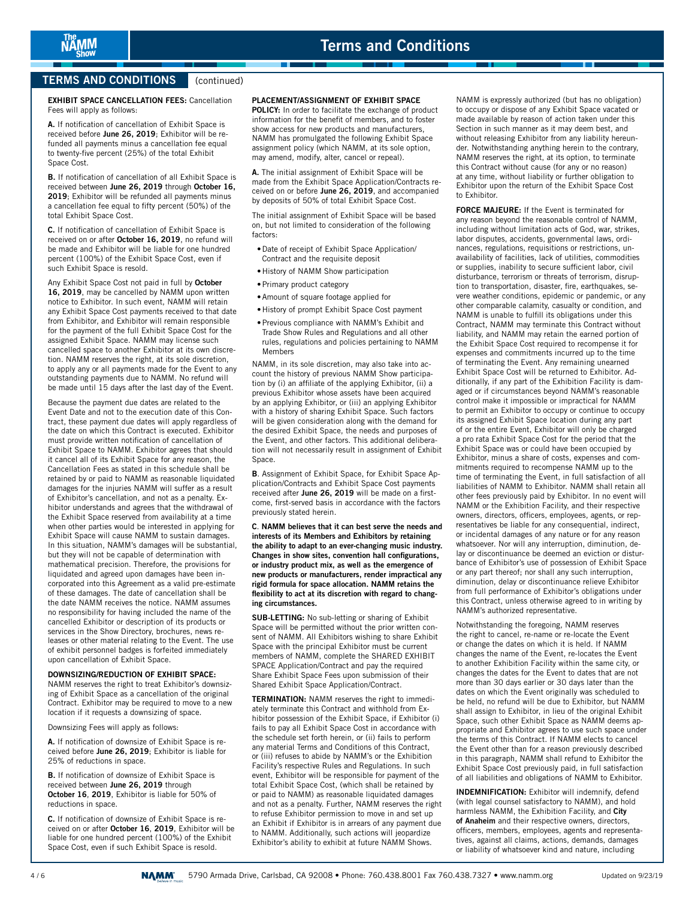## TERMS AND CONDITIONS (continued)

**EXHIBIT SPACE CANCELLATION FEES:** Cancellation Fees will apply as follows:

**A.** If notification of cancellation of Exhibit Space is received before **June 26, 2019**; Exhibitor will be refunded all payments minus a cancellation fee equal to twenty-five percent (25%) of the total Exhibit Space Cost.

**B.** If notification of cancellation of all Exhibit Space is received between **June 26, 2019** through **October 16, 2019**; Exhibitor will be refunded all payments minus a cancellation fee equal to fifty percent (50%) of the total Exhibit Space Cost.

**C.** If notification of cancellation of Exhibit Space is received on or after **October 16, 2019**, no refund will be made and Exhibitor will be liable for one hundred percent (100%) of the Exhibit Space Cost, even if such Exhibit Space is resold.

Any Exhibit Space Cost not paid in full by **October 16, 2019**, may be cancelled by NAMM upon written notice to Exhibitor. In such event, NAMM will retain any Exhibit Space Cost payments received to that date from Exhibitor, and Exhibitor will remain responsible for the payment of the full Exhibit Space Cost for the assigned Exhibit Space. NAMM may license such cancelled space to another Exhibitor at its own discretion. NAMM reserves the right, at its sole discretion, to apply any or all payments made for the Event to any outstanding payments due to NAMM. No refund will be made until 15 days after the last day of the Event.

Because the payment due dates are related to the Event Date and not to the execution date of this Contract, these payment due dates will apply regardless of the date on which this Contract is executed. Exhibitor must provide written notification of cancellation of Exhibit Space to NAMM. Exhibitor agrees that should it cancel all of its Exhibit Space for any reason, the Cancellation Fees as stated in this schedule shall be retained by or paid to NAMM as reasonable liquidated damages for the injuries NAMM will suffer as a result of Exhibitor's cancellation, and not as a penalty. Exhibitor understands and agrees that the withdrawal of the Exhibit Space reserved from availability at a time when other parties would be interested in applying for Exhibit Space will cause NAMM to sustain damages. In this situation, NAMM's damages will be substantial, but they will not be capable of determination with mathematical precision. Therefore, the provisions for liquidated and agreed upon damages have been incorporated into this Agreement as a valid pre-estimate of these damages. The date of cancellation shall be the date NAMM receives the notice. NAMM assumes no responsibility for having included the name of the cancelled Exhibitor or description of its products or services in the Show Directory, brochures, news releases or other material relating to the Event. The use of exhibit personnel badges is forfeited immediately upon cancellation of Exhibit Space.

**DOWNSIZING/REDUCTION OF EXHIBIT SPACE:** NAMM reserves the right to treat Exhibitor's downsizing of Exhibit Space as a cancellation of the original Contract. Exhibitor may be required to move to a new location if it requests a downsizing of space.

Downsizing Fees will apply as follows:

**A.** If notification of downsize of Exhibit Space is received before **June 26, 2019**; Exhibitor is liable for 25% of reductions in space.

**B.** If notification of downsize of Exhibit Space is received between **June 26, 2019** through **October 16, 2019**, Exhibitor is liable for 50% of reductions in space.

**C.** If notification of downsize of Exhibit Space is received on or after **October 16, 2019**, Exhibitor will be liable for one hundred percent (100%) of the Exhibit Space Cost, even if such Exhibit Space is resold.

**PLACEMENT/ASSIGNMENT OF EXHIBIT SPACE POLICY:** In order to facilitate the exchange of product information for the benefit of members, and to foster show access for new products and manufacturers, NAMM has promulgated the following Exhibit Space assignment policy (which NAMM, at its sole option, may amend, modify, alter, cancel or repeal).

**A.** The initial assignment of Exhibit Space will be made from the Exhibit Space Application/Contracts received on or before **June 26, 2019**, and accompanied by deposits of 50% of total Exhibit Space Cost.

The initial assignment of Exhibit Space will be based on, but not limited to consideration of the following factors:

- Date of receipt of Exhibit Space Application/ Contract and the requisite deposit
- History of NAMM Show participation
- Primary product category
- Amount of square footage applied for
- History of prompt Exhibit Space Cost payment
- Previous compliance with NAMM's Exhibit and Trade Show Rules and Regulations and all other rules, regulations and policies pertaining to NAMM Members

NAMM, in its sole discretion, may also take into account the history of previous NAMM Show participation by (i) an affiliate of the applying Exhibitor, (ii) a previous Exhibitor whose assets have been acquired by an applying Exhibitor, or (iii) an applying Exhibitor with a history of sharing Exhibit Space. Such factors will be given consideration along with the demand for the desired Exhibit Space, the needs and purposes of the Event, and other factors. This additional deliberation will not necessarily result in assignment of Exhibit Space.

**B**. Assignment of Exhibit Space, for Exhibit Space Application/Contracts and Exhibit Space Cost payments received after **June 26, 2019** will be made on a first-come, first-served basis in accordance with the factors previously stated herein.

**C. NAMM believes that it can best serve the needs and interests of its Members and Exhibitors by retaining the ability to adapt to an ever-changing music industry. Changes in show sites, convention hall configurations, or industry product mix, as well as the emergence of new products or manufacturers, render impractical any rigid formula for space allocation. NAMM retains the flexibility to act at its discretion with regard to changing circumstances.**

**SUB-LETTING:** No sub-letting or sharing of Exhibit Space will be permitted without the prior written consent of NAMM. All Exhibitors wishing to share Exhibit Space with the principal Exhibitor must be current members of NAMM, complete the SHARED EXHIBIT SPACE Application/Contract and pay the required Share Exhibit Space Fees upon submission of their Shared Exhibit Space Application/Contract.

**TERMINATION:** NAMM reserves the right to immediately terminate this Contract and withhold from Exhibitor possession of the Exhibit Space, if Exhibitor (i) fails to pay all Exhibit Space Cost in accordance with the schedule set forth herein, or (ii) fails to perform any material Terms and Conditions of this Contract, or (iii) refuses to abide by NAMM's or the Exhibition Facility's respective Rules and Regulations. In such event, Exhibitor will be responsible for payment of the total Exhibit Space Cost, (which shall be retained by or paid to NAMM) as reasonable liquidated damages and not as a penalty. Further, NAMM reserves the right to refuse Exhibitor permission to move in and set up an Exhibit if Exhibitor is in arrears of any payment due to NAMM. Additionally, such actions will jeopardize Exhibitor's ability to exhibit at future NAMM Shows.

NAMM is expressly authorized (but has no obligation) to occupy or dispose of any Exhibit Space vacated or made available by reason of action taken under this Section in such manner as it may deem best, and without releasing Exhibitor from any liability hereunder. Notwithstanding anything herein to the contrary, NAMM reserves the right, at its option, to terminate this Contract without cause (for any or no reason) at any time, without liability or further obligation to Exhibitor upon the return of the Exhibit Space Cost to Exhibitor.

**FORCE MAJEURE:** If the Event is terminated for any reason beyond the reasonable control of NAMM, including without limitation acts of God, war, strikes, labor disputes, accidents, governmental laws, ordinances, regulations, requisitions or restrictions, unavailability of facilities, lack of utilities, commodities or supplies, inability to secure sufficient labor, civil disturbance, terrorism or threats of terrorism, disruption to transportation, disaster, fire, earthquakes, severe weather conditions, epidemic or pandemic, or any other comparable calamity, casualty or condition, and NAMM is unable to fulfill its obligations under this Contract, NAMM may terminate this Contract without liability, and NAMM may retain the earned portion of the Exhibit Space Cost required to recompense it for expenses and commitments incurred up to the time of terminating the Event. Any remaining unearned Exhibit Space Cost will be returned to Exhibitor. Additionally, if any part of the Exhibition Facility is damaged or if circumstances beyond NAMM's reasonable control make it impossible or impractical for NAMM to permit an Exhibitor to occupy or continue to occupy its assigned Exhibit Space location during any part of or the entire Event, Exhibitor will only be charged a pro rata Exhibit Space Cost for the period that the Exhibit Space was or could have been occupied by Exhibitor, minus a share of costs, expenses and commitments required to recompense NAMM up to the time of terminating the Event, in full satisfaction of all liabilities of NAMM to Exhibitor. NAMM shall retain all other fees previously paid by Exhibitor. In no event will NAMM or the Exhibition Facility, and their respective owners, directors, officers, employees, agents, or representatives be liable for any consequential, indirect, or incidental damages of any nature or for any reason whatsoever. Nor will any interruption, diminution, delay or discontinuance be deemed an eviction or disturbance of Exhibitor's use of possession of Exhibit Space or any part thereof; nor shall any such interruption, diminution, delay or discontinuance relieve Exhibitor from full performance of Exhibitor's obligations under this Contract, unless otherwise agreed to in writing by NAMM's authorized representative.

Notwithstanding the foregoing, NAMM reserves the right to cancel, re-name or re-locate the Event or change the dates on which it is held. If NAMM changes the name of the Event, re-locates the Event to another Exhibition Facility within the same city, or changes the dates for the Event to dates that are not more than 30 days earlier or 30 days later than the dates on which the Event originally was scheduled to be held, no refund will be due to Exhibitor, but NAMM shall assign to Exhibitor, in lieu of the original Exhibit Space, such other Exhibit Space as NAMM deems appropriate and Exhibitor agrees to use such space under the terms of this Contract. If NAMM elects to cancel the Event other than for a reason previously described in this paragraph, NAMM shall refund to Exhibitor the Exhibit Space Cost previously paid, in full satisfaction of all liabilities and obligations of NAMM to Exhibitor.

**INDEMNIFICATION:** Exhibitor will indemnify, defend (with legal counsel satisfactory to NAMM), and hold harmless NAMM, the Exhibition Facility, and **City of Anaheim** and their respective owners, directors, officers, members, employees, agents and representatives, against all claims, actions, demands, damages or liability of whatsoever kind and nature, including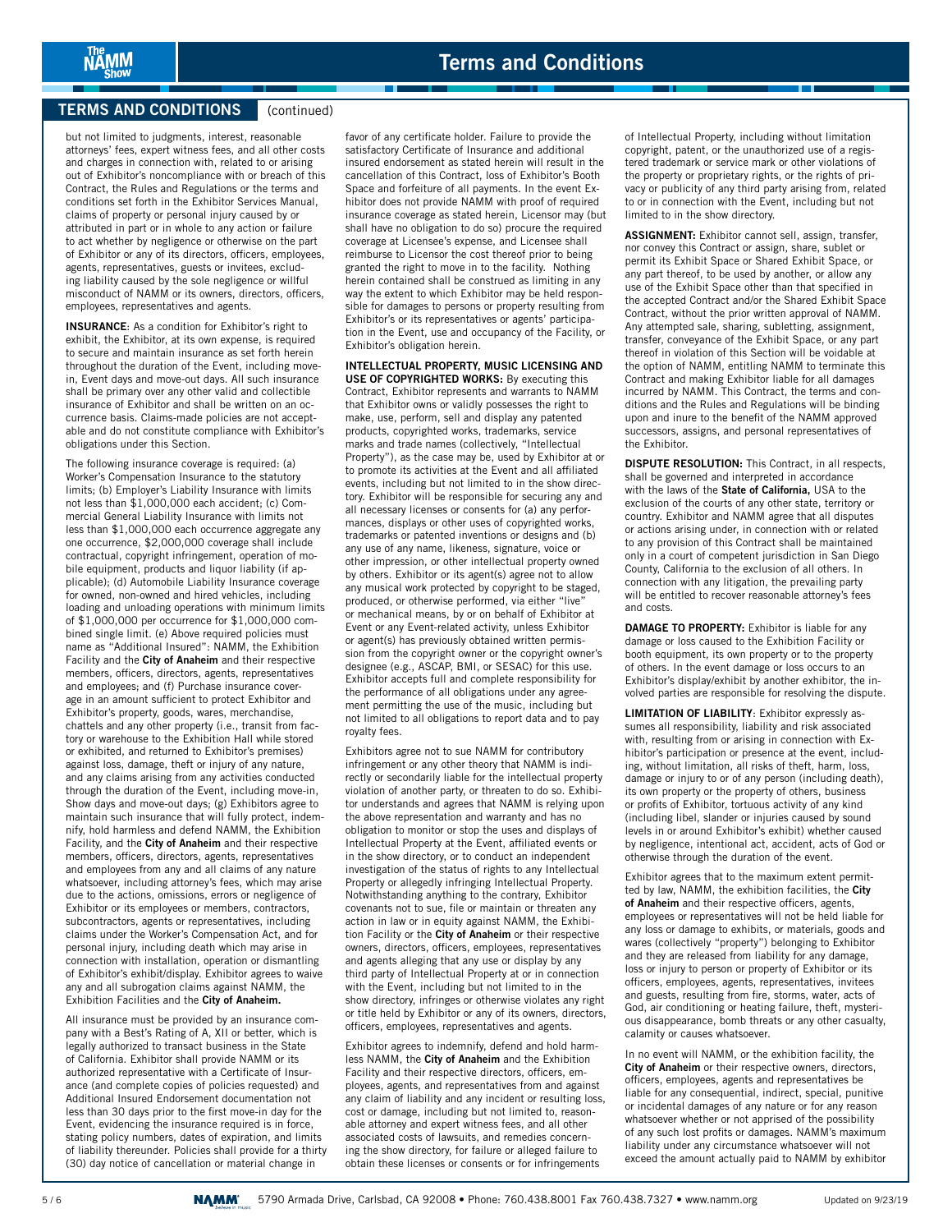## TERMS AND CONDITIONS (continued)

but not limited to judgments, interest, reasonable attorneys' fees, expert witness fees, and all other costs and charges in connection with, related to or arising out of Exhibitor's noncompliance with or breach of this Contract, the Rules and Regulations or the terms and conditions set forth in the Exhibitor Services Manual, claims of property or personal injury caused by or attributed in part or in whole to any action or failure to act whether by negligence or otherwise on the part of Exhibitor or any of its directors, officers, employees, agents, representatives, guests or invitees, excluding liability caused by the sole negligence or willful misconduct of NAMM or its owners, directors, officers, employees, representatives and agents.

**INSURANCE**: As a condition for Exhibitor's right to exhibit, the Exhibitor, at its own expense, is required to secure and maintain insurance as set forth herein throughout the duration of the Event, including move-in, Event days and move-out days. All such insurance shall be primary over any other valid and collectible insurance of Exhibitor and shall be written on an occurrence basis. Claims-made policies are not acceptable and do not constitute compliance with Exhibitor's obligations under this Section.

The following insurance coverage is required: (a) Worker's Compensation Insurance to the statutory limits; (b) Employer's Liability Insurance with limits not less than $1,000,000 each accident; (c) Commercial General Liability Insurance with limits not less than $1,000,000 each occurrence aggregate any one occurrence, $2,000,000 coverage shall include contractual, copyright infringement, operation of mobile equipment, products and liquor liability (if applicable); (d) Automobile Liability Insurance coverage for owned, non-owned and hired vehicles, including loading and unloading operations with minimum limits of $1,000,000 per occurrence for $1,000,000 combined single limit. (e) Above required policies must name as "Additional Insured": NAMM, the Exhibition Facility and the **City of Anaheim** and their respective members, officers, directors, agents, representatives and employees; and (f) Purchase insurance coverage in an amount sufficient to protect Exhibitor and Exhibitor's property, goods, wares, merchandise, chattels and any other property (i.e., transit from factory or warehouse to the Exhibition Hall while stored or exhibited, and returned to Exhibitor's premises) against loss, damage, theft or injury of any nature, and any claims arising from any activities conducted through the duration of the Event, including move-in, Show days and move-out days; (g) Exhibitors agree to maintain such insurance that will fully protect, indemnify, hold harmless and defend NAMM, the Exhibition Facility, and the **City of Anaheim** and their respective members, officers, directors, agents, representatives and employees from any and all claims of any nature whatsoever, including attorney's fees, which may arise due to the actions, omissions, errors or negligence of Exhibitor or its employees or members, contractors, subcontractors, agents or representatives, including claims under the Worker's Compensation Act, and for personal injury, including death which may arise in connection with installation, operation or dismantling of Exhibitor's exhibit/display. Exhibitor agrees to waive any and all subrogation claims against NAMM, the Exhibition Facilities and the **City of Anaheim.**

All insurance must be provided by an insurance company with a Best's Rating of A, XII or better, which is legally authorized to transact business in the State of California. Exhibitor shall provide NAMM or its authorized representative with a Certificate of Insurance (and complete copies of policies requested) and Additional Insured Endorsement documentation not less than 30 days prior to the first move-in day for the Event, evidencing the insurance required is in force, stating policy numbers, dates of expiration, and limits of liability thereunder. Policies shall provide for a thirty (30) day notice of cancellation or material change in favor of any certificate holder. Failure to provide the satisfactory Certificate of Insurance and additional insured endorsement as stated herein will result in the cancellation of this Contract, loss of Exhibitor's Booth Space and forfeiture of all payments. In the event Exhibitor does not provide NAMM with proof of required insurance coverage as stated herein, Licensor may (but shall have no obligation to do so) procure the required coverage at Licensee's expense, and Licensee shall reimburse to Licensor the cost thereof prior to being granted the right to move in to the facility. Nothing herein contained shall be construed as limiting in any way the extent to which Exhibitor may be held responsible for damages to persons or property resulting from Exhibitor's or its representatives or agents' participation in the Event, use and occupancy of the Facility, or Exhibitor's obligation herein.

**INTELLECTUAL PROPERTY, MUSIC LICENSING AND USE OF COPYRIGHTED WORKS:** By executing this Contract, Exhibitor represents and warrants to NAMM that Exhibitor owns or validly possesses the right to make, use, perform, sell and display any patented products, copyrighted works, trademarks, service marks and trade names (collectively, "Intellectual Property"), as the case may be, used by Exhibitor at or to promote its activities at the Event and all affiliated events, including but not limited to in the show directory. Exhibitor will be responsible for securing any and all necessary licenses or consents for (a) any performances, displays or other uses of copyrighted works, trademarks or patented inventions or designs and (b) any use of any name, likeness, signature, voice or other impression, or other intellectual property owned by others. Exhibitor or its agent(s) agree not to allow any musical work protected by copyright to be staged, produced, or otherwise performed, via either "live" or mechanical means, by or on behalf of Exhibitor at Event or any Event-related activity, unless Exhibitor or agent(s) has previously obtained written permission from the copyright owner or the copyright owner's designee (e.g., ASCAP, BMI, or SESAC) for this use. Exhibitor accepts full and complete responsibility for the performance of all obligations under any agreement permitting the use of the music, including but not limited to all obligations to report data and to pay royalty fees.

Exhibitors agree not to sue NAMM for contributory infringement or any other theory that NAMM is indirectly or secondarily liable for the intellectual property violation of another party, or threaten to do so. Exhibitor understands and agrees that NAMM is relying upon the above representation and warranty and has no obligation to monitor or stop the uses and displays of Intellectual Property at the Event, affiliated events or in the show directory, or to conduct an independent investigation of the status of rights to any Intellectual Property or allegedly infringing Intellectual Property. Notwithstanding anything to the contrary, Exhibitor covenants not to sue, file or maintain or threaten any action in law or in equity against NAMM, the Exhibition Facility or the **City of Anaheim** or their respective owners, directors, officers, employees, representatives and agents alleging that any use or display by any third party of Intellectual Property at or in connection with the Event, including but not limited to in the show directory, infringes or otherwise violates any right or title held by Exhibitor or any of its owners, directors, officers, employees, representatives and agents.

Exhibitor agrees to indemnify, defend and hold harmless NAMM, the **City of Anaheim** and the Exhibition Facility and their respective directors, officers, employees, agents, and representatives from and against any claim of liability and any incident or resulting loss, cost or damage, including but not limited to, reasonable attorney and expert witness fees, and all other associated costs of lawsuits, and remedies concerning the show directory, for failure or alleged failure to obtain these licenses or consents or for infringements of Intellectual Property, including without limitation copyright, patent, or the unauthorized use of a registered trademark or service mark or other violations of the property or proprietary rights, or the rights of privacy or publicity of any third party arising from, related to or in connection with the Event, including but not limited to in the show directory.

**ASSIGNMENT:** Exhibitor cannot sell, assign, transfer, nor convey this Contract or assign, share, sublet or permit its Exhibit Space or Shared Exhibit Space, or any part thereof, to be used by another, or allow any use of the Exhibit Space other than that specified in the accepted Contract and/or the Shared Exhibit Space Contract, without the prior written approval of NAMM. Any attempted sale, sharing, subletting, assignment, transfer, conveyance of the Exhibit Space, or any part thereof in violation of this Section will be voidable at the option of NAMM, entitling NAMM to terminate this Contract and making Exhibitor liable for all damages incurred by NAMM. This Contract, the terms and conditions and the Rules and Regulations will be binding upon and inure to the benefit of the NAMM approved successors, assigns, and personal representatives of the Exhibitor.

**DISPUTE RESOLUTION:** This Contract, in all respects, shall be governed and interpreted in accordance with the laws of the **State of California,** USA to the exclusion of the courts of any other state, territory or country. Exhibitor and NAMM agree that all disputes or actions arising under, in connection with or related to any provision of this Contract shall be maintained only in a court of competent jurisdiction in San Diego County, California to the exclusion of all others. In connection with any litigation, the prevailing party will be entitled to recover reasonable attorney's fees and costs.

**DAMAGE TO PROPERTY:** Exhibitor is liable for any damage or loss caused to the Exhibition Facility or booth equipment, its own property or to the property of others. In the event damage or loss occurs to an Exhibitor's display/exhibit by another exhibitor, the involved parties are responsible for resolving the dispute.

**LIMITATION OF LIABILITY**: Exhibitor expressly assumes all responsibility, liability and risk associated with, resulting from or arising in connection with Exhibitor's participation or presence at the event, including, without limitation, all risks of theft, harm, loss, damage or injury to or of any person (including death), its own property or the property of others, business or profits of Exhibitor, tortuous activity of any kind (including libel, slander or injuries caused by sound levels in or around Exhibitor's exhibit) whether caused by negligence, intentional act, accident, acts of God or otherwise through the duration of the event.

Exhibitor agrees that to the maximum extent permitted by law, NAMM, the exhibition facilities, the **City of Anaheim** and their respective officers, agents, employees or representatives will not be held liable for any loss or damage to exhibits, or materials, goods and wares (collectively "property") belonging to Exhibitor and they are released from liability for any damage, loss or injury to person or property of Exhibitor or its officers, employees, agents, representatives, invitees and guests, resulting from fire, storms, water, acts of God, air conditioning or heating failure, theft, mysterious disappearance, bomb threats or any other casualty, calamity or causes whatsoever.

In no event will NAMM, or the exhibition facility, the **City of Anaheim** or their respective owners, directors, officers, employees, agents and representatives be liable for any consequential, indirect, special, punitive or incidental damages of any nature or for any reason whatsoever whether or not apprised of the possibility of any such lost profits or damages. NAMM's maximum liability under any circumstance whatsoever will not exceed the amount actually paid to NAMM by exhibitor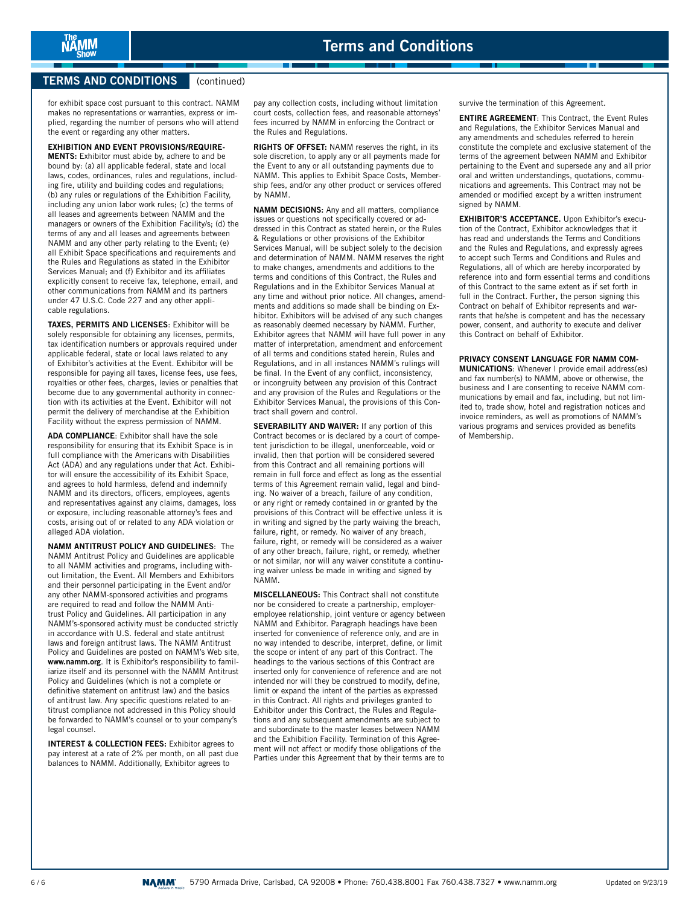## TERMS AND CONDITIONS (continued)

for exhibit space cost pursuant to this contract. NAMM makes no representations or warranties, express or implied, regarding the number of persons who will attend the event or regarding any other matters.

**EXHIBITION AND EVENT PROVISIONS/REQUIREMENTS:** Exhibitor must abide by, adhere to and be bound by: (a) all applicable federal, state and local laws, codes, ordinances, rules and regulations, including fire, utility and building codes and regulations; (b) any rules or regulations of the Exhibition Facility, including any union labor work rules; (c) the terms of all leases and agreements between NAMM and the managers or owners of the Exhibition Facility/s; (d) the terms of any and all leases and agreements between NAMM and any other party relating to the Event; (e) all Exhibit Space specifications and requirements and the Rules and Regulations as stated in the Exhibitor Services Manual; and (f) Exhibitor and its affiliates explicitly consent to receive fax, telephone, email, and other communications from NAMM and its partners under 47 U.S.C. Code 227 and any other applicable regulations.

**TAXES, PERMITS AND LICENSES**: Exhibitor will be solely responsible for obtaining any licenses, permits, tax identification numbers or approvals required under applicable federal, state or local laws related to any of Exhibitor's activities at the Event. Exhibitor will be responsible for paying all taxes, license fees, use fees, royalties or other fees, charges, levies or penalties that become due to any governmental authority in connection with its activities at the Event. Exhibitor will not permit the delivery of merchandise at the Exhibition Facility without the express permission of NAMM.

**ADA COMPLIANCE**: Exhibitor shall have the sole responsibility for ensuring that its Exhibit Space is in full compliance with the Americans with Disabilities Act (ADA) and any regulations under that Act. Exhibitor will ensure the accessibility of its Exhibit Space, and agrees to hold harmless, defend and indemnify NAMM and its directors, officers, employees, agents and representatives against any claims, damages, loss or exposure, including reasonable attorney's fees and costs, arising out of or related to any ADA violation or alleged ADA violation.

**NAMM ANTITRUST POLICY AND GUIDELINES**: The NAMM Antitrust Policy and Guidelines are applicable to all NAMM activities and programs, including without limitation, the Event. All Members and Exhibitors and their personnel participating in the Event and/or any other NAMM-sponsored activities and programs are required to read and follow the NAMM Antitrust Policy and Guidelines. All participation in any NAMM's-sponsored activity must be conducted strictly in accordance with U.S. federal and state antitrust laws and foreign antitrust laws. The NAMM Antitrust Policy and Guidelines are posted on NAMM's Web site, **www.namm.org**. It is Exhibitor's responsibility to familiarize itself and its personnel with the NAMM Antitrust Policy and Guidelines (which is not a complete or definitive statement on antitrust law) and the basics of antitrust law. Any specific questions related to antitrust compliance not addressed in this Policy should be forwarded to NAMM's counsel or to your company's legal counsel.

**INTEREST & COLLECTION FEES:** Exhibitor agrees to pay interest at a rate of 2% per month, on all past due balances to NAMM. Additionally, Exhibitor agrees to pay any collection costs, including without limitation court costs, collection fees, and reasonable attorneys' fees incurred by NAMM in enforcing the Contract or the Rules and Regulations.

**RIGHTS OF OFFSET:** NAMM reserves the right, in its sole discretion, to apply any or all payments made for the Event to any or all outstanding payments due to NAMM. This applies to Exhibit Space Costs, Membership fees, and/or any other product or services offered by NAMM.

**NAMM DECISIONS:** Any and all matters, compliance issues or questions not specifically covered or addressed in this Contract as stated herein, or the Rules & Regulations or other provisions of the Exhibitor Services Manual, will be subject solely to the decision and determination of NAMM. NAMM reserves the right to make changes, amendments and additions to the terms and conditions of this Contract, the Rules and Regulations and in the Exhibitor Services Manual at any time and without prior notice. All changes, amendments and additions so made shall be binding on Exhibitor. Exhibitors will be advised of any such changes as reasonably deemed necessary by NAMM. Further, Exhibitor agrees that NAMM will have full power in any matter of interpretation, amendment and enforcement of all terms and conditions stated herein, Rules and Regulations, and in all instances NAMM's rulings will be final. In the Event of any conflict, inconsistency, or incongruity between any provision of this Contract and any provision of the Rules and Regulations or the Exhibitor Services Manual, the provisions of this Contract shall govern and control.

**SEVERABILITY AND WAIVER:** If any portion of this Contract becomes or is declared by a court of competent jurisdiction to be illegal, unenforceable, void or invalid, then that portion will be considered severed from this Contract and all remaining portions will remain in full force and effect as long as the essential terms of this Agreement remain valid, legal and binding. No waiver of a breach, failure of any condition, or any right or remedy contained in or granted by the provisions of this Contract will be effective unless it is in writing and signed by the party waiving the breach, failure, right, or remedy. No waiver of any breach, failure, right, or remedy will be considered as a waiver of any other breach, failure, right, or remedy, whether or not similar, nor will any waiver constitute a continuing waiver unless be made in writing and signed by NAMM.

**MISCELLANEOUS:** This Contract shall not constitute nor be considered to create a partnership, employer-employee relationship, joint venture or agency between NAMM and Exhibitor. Paragraph headings have been inserted for convenience of reference only, and are in no way intended to describe, interpret, define, or limit the scope or intent of any part of this Contract. The headings to the various sections of this Contract are inserted only for convenience of reference and are not intended nor will they be construed to modify, define, limit or expand the intent of the parties as expressed in this Contract. All rights and privileges granted to Exhibitor under this Contract, the Rules and Regulations and any subsequent amendments are subject to and subordinate to the master leases between NAMM and the Exhibition Facility. Termination of this Agreement will not affect or modify those obligations of the Parties under this Agreement that by their terms are to survive the termination of this Agreement.

**ENTIRE AGREEMENT**: This Contract, the Event Rules and Regulations, the Exhibitor Services Manual and any amendments and schedules referred to herein constitute the complete and exclusive statement of the terms of the agreement between NAMM and Exhibitor pertaining to the Event and supersede any and all prior oral and written understandings, quotations, communications and agreements. This Contract may not be amended or modified except by a written instrument signed by NAMM.

**EXHIBITOR'S ACCEPTANCE.** Upon Exhibitor's execution of the Contract, Exhibitor acknowledges that it has read and understands the Terms and Conditions and the Rules and Regulations, and expressly agrees to accept such Terms and Conditions and Rules and Regulations, all of which are hereby incorporated by reference into and form essential terms and conditions of this Contract to the same extent as if set forth in full in the Contract. Further**,** the person signing this Contract on behalf of Exhibitor represents and warrants that he/she is competent and has the necessary power, consent, and authority to execute and deliver this Contract on behalf of Exhibitor.

**PRIVACY CONSENT LANGUAGE FOR NAMM COMMUNICATIONS**: Whenever I provide email address(es) and fax number(s) to NAMM, above or otherwise, the business and I are consenting to receive NAMM communications by email and fax, including, but not limited to, trade show, hotel and registration notices and invoice reminders, as well as promotions of NAMM's various programs and services provided as benefits of Membership.